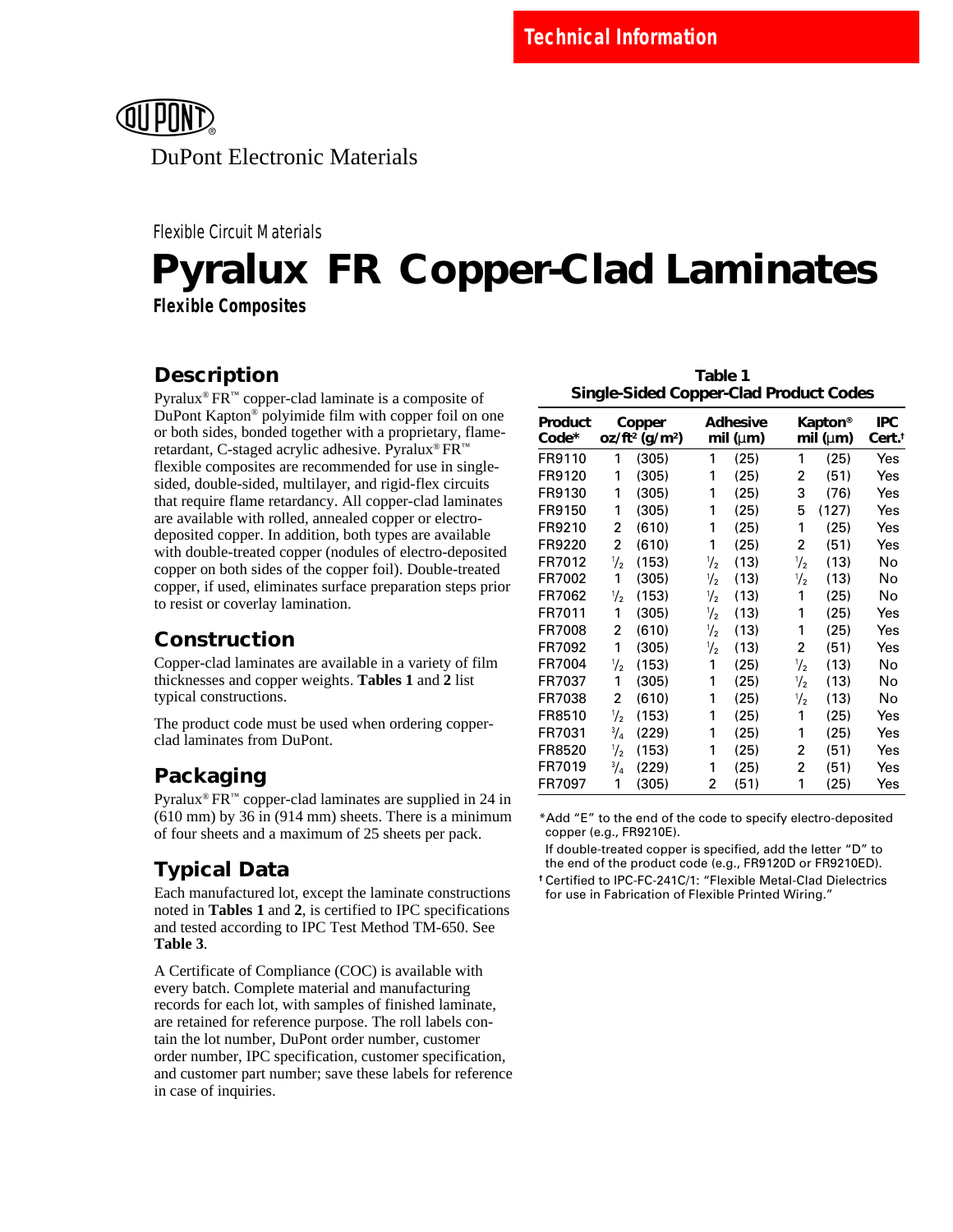Technical Information

DuPont Electronic Materials

Flexible Circuit Materials

# Pyralux FR Copper-Clad Laminates

**Flexible Composites**

## Description

Pyralux® FR™ copper-clad laminate is a composite of DuPont Kapton® polyimide film with copper foil on one or both sides, bonded together with a proprietary, flame-retardant, C-staged acrylic adhesive. Pyralux® FR™ flexible composites are recommended for use in single-sided, double-sided, multilayer, and rigid-flex circuits that require flame retardancy. All copper-clad laminates are available with rolled, annealed copper or electro-deposited copper. In addition, both types are available with double-treated copper (nodules of electro-deposited copper on both sides of the copper foil). Double-treated copper, if used, eliminates surface preparation steps prior to resist or coverlay lamination.

## Construction

Copper-clad laminates are available in a variety of film thicknesses and copper weights. **Tables 1** and **2** list typical constructions.

The product code must be used when ordering copper-clad laminates from DuPont.

## Packaging

Pyralux® FR™ copper-clad laminates are supplied in 24 in (610 mm) by 36 in (914 mm) sheets. There is a minimum of four sheets and a maximum of 25 sheets per pack.

## Typical Data

Each manufactured lot, except the laminate constructions noted in **Tables 1** and **2**, is certified to IPC specifications and tested according to IPC Test Method TM-650. See **Table 3**.

A Certificate of Compliance (COC) is available with every batch. Complete material and manufacturing records for each lot, with samples of finished laminate, are retained for reference purpose. The roll labels contain the lot number, DuPont order number, customer order number, IPC specification, customer specification, and customer part number; save these labels for reference in case of inquiries.

**Table 1**
**Single-Sided Copper-Clad Product Codes**

| Product Code* | Copper oz/ft² (g/m²) | | Adhesive mil (μm) | | Kapton® mil (μm) | | IPC Cert.† |
|---|---|---|---|---|---|---|---|
| FR9110 | 1 | (305) | 1 | (25) | 1 | (25) | Yes |
| FR9120 | 1 | (305) | 1 | (25) | 2 | (51) | Yes |
| FR9130 | 1 | (305) | 1 | (25) | 3 | (76) | Yes |
| FR9150 | 1 | (305) | 1 | (25) | 5 | (127) | Yes |
| FR9210 | 2 | (610) | 1 | (25) | 1 | (25) | Yes |
| FR9220 | 2 | (610) | 1 | (25) | 2 | (51) | Yes |
| FR7012 | 1/2 | (153) | 1/2 | (13) | 1/2 | (13) | No |
| FR7002 | 1 | (305) | 1/2 | (13) | 1/2 | (13) | No |
| FR7062 | 1/2 | (153) | 1/2 | (13) | 1 | (25) | No |
| FR7011 | 1 | (305) | 1/2 | (13) | 1 | (25) | Yes |
| FR7008 | 2 | (610) | 1/2 | (13) | 1 | (25) | Yes |
| FR7092 | 1 | (305) | 1/2 | (13) | 2 | (51) | Yes |
| FR7004 | 1/2 | (153) | 1 | (25) | 1/2 | (13) | No |
| FR7037 | 1 | (305) | 1 | (25) | 1/2 | (13) | No |
| FR7038 | 2 | (610) | 1 | (25) | 1/2 | (13) | No |
| FR8510 | 1/2 | (153) | 1 | (25) | 1 | (25) | Yes |
| FR7031 | 3/4 | (229) | 1 | (25) | 1 | (25) | Yes |
| FR8520 | 1/2 | (153) | 1 | (25) | 2 | (51) | Yes |
| FR7019 | 3/4 | (229) | 1 | (25) | 2 | (51) | Yes |
| FR7097 | 1 | (305) | 2 | (51) | 1 | (25) | Yes |

*Add "E" to the end of the code to specify electro-deposited copper (e.g., FR9210E).

If double-treated copper is specified, add the letter "D" to the end of the product code (e.g., FR9120D or FR9210ED).

† Certified to IPC-FC-241C/1: "Flexible Metal-Clad Dielectrics for use in Fabrication of Flexible Printed Wiring."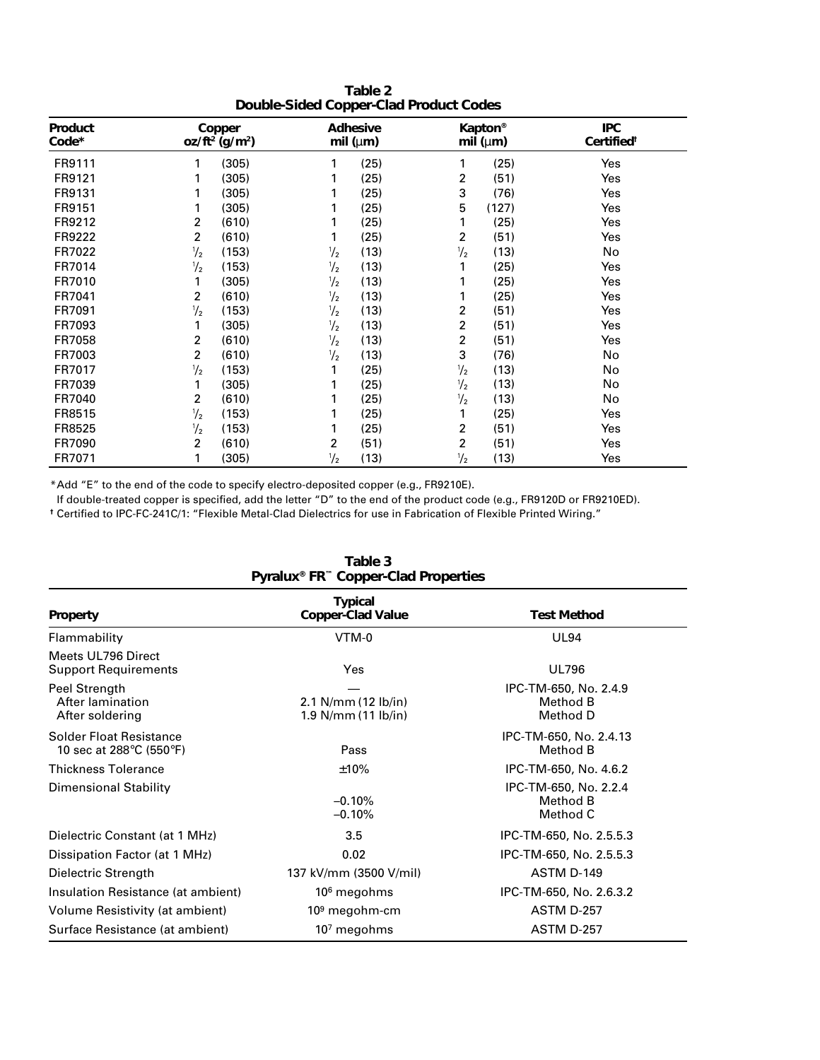**Table 2**
**Double-Sided Copper-Clad Product Codes**

| Product Code* | Copper oz/ft² (g/m²) | Adhesive mil (μm) | Kapton® mil (μm) | IPC Certified† |
|---|---|---|---|---|
| FR9111 | 1 (305) | 1 (25) | 1 (25) | Yes |
| FR9121 | 1 (305) | 1 (25) | 2 (51) | Yes |
| FR9131 | 1 (305) | 1 (25) | 3 (76) | Yes |
| FR9151 | 1 (305) | 1 (25) | 5 (127) | Yes |
| FR9212 | 2 (610) | 1 (25) | 1 (25) | Yes |
| FR9222 | 2 (610) | 1 (25) | 2 (51) | Yes |
| FR7022 | ½ (153) | ½ (13) | ½ (13) | No |
| FR7014 | ½ (153) | ½ (13) | 1 (25) | Yes |
| FR7010 | 1 (305) | ½ (13) | 1 (25) | Yes |
| FR7041 | 2 (610) | ½ (13) | 1 (25) | Yes |
| FR7091 | ½ (153) | ½ (13) | 2 (51) | Yes |
| FR7093 | 1 (305) | ½ (13) | 2 (51) | Yes |
| FR7058 | 2 (610) | ½ (13) | 2 (51) | Yes |
| FR7003 | 2 (610) | ½ (13) | 3 (76) | No |
| FR7017 | ½ (153) | 1 (25) | ½ (13) | No |
| FR7039 | 1 (305) | 1 (25) | ½ (13) | No |
| FR7040 | 2 (610) | 1 (25) | ½ (13) | No |
| FR8515 | ½ (153) | 1 (25) | 1 (25) | Yes |
| FR8525 | ½ (153) | 1 (25) | 2 (51) | Yes |
| FR7090 | 2 (610) | 2 (51) | 2 (51) | Yes |
| FR7071 | 1 (305) | ½ (13) | ½ (13) | Yes |

*Add "E" to the end of the code to specify electro-deposited copper (e.g., FR9210E).
If double-treated copper is specified, add the letter "D" to the end of the product code (e.g., FR9120D or FR9210ED).
† Certified to IPC-FC-241C/1: "Flexible Metal-Clad Dielectrics for use in Fabrication of Flexible Printed Wiring."

**Table 3**
**Pyralux® FR™ Copper-Clad Properties**

| Property | Typical Copper-Clad Value | Test Method |
|---|---|---|
| Flammability | VTM-0 | UL94 |
| Meets UL796 Direct Support Requirements | Yes | UL796 |
| Peel Strength | — | IPC-TM-650, No. 2.4.9 |
| After lamination | 2.1 N/mm (12 lb/in) | Method B |
| After soldering | 1.9 N/mm (11 lb/in) | Method D |
| Solder Float Resistance 10 sec at 288°C (550°F) | Pass | IPC-TM-650, No. 2.4.13 Method B |
| Thickness Tolerance | ±10% | IPC-TM-650, No. 4.6.2 |
| Dimensional Stability | | IPC-TM-650, No. 2.2.4 |
| | –0.10% | Method B |
| | –0.10% | Method C |
| Dielectric Constant (at 1 MHz) | 3.5 | IPC-TM-650, No. 2.5.5.3 |
| Dissipation Factor (at 1 MHz) | 0.02 | IPC-TM-650, No. 2.5.5.3 |
| Dielectric Strength | 137 kV/mm (3500 V/mil) | ASTM D-149 |
| Insulation Resistance (at ambient) | $10^6$ megohms | IPC-TM-650, No. 2.6.3.2 |
| Volume Resistivity (at ambient) | $10^9$ megohm-cm | ASTM D-257 |
| Surface Resistance (at ambient) | $10^7$ megohms | ASTM D-257 |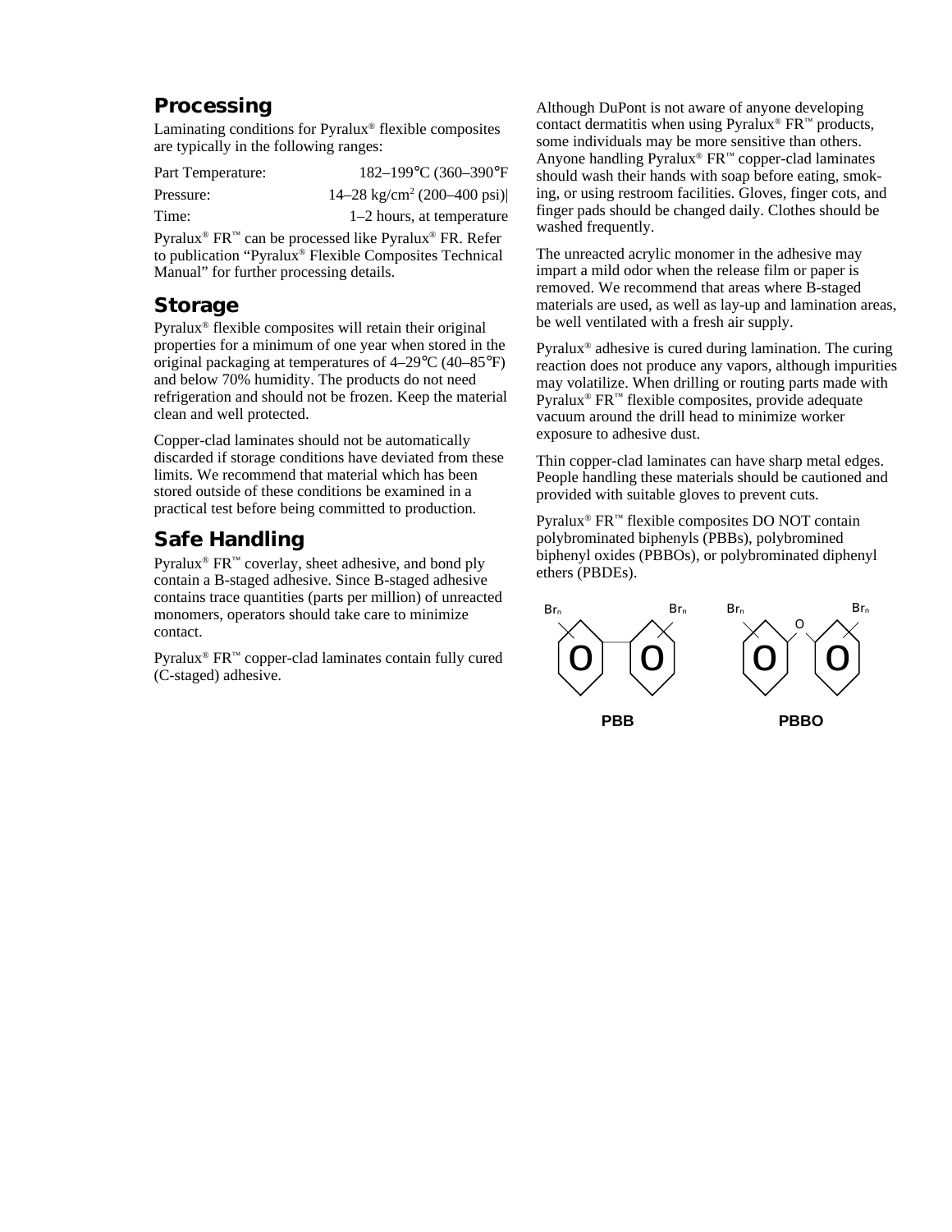## Processing

Laminating conditions for Pyralux® flexible composites are typically in the following ranges:

| | |
|---|---|
| Part Temperature: | 182–199°C (360–390°F |
| Pressure: | 14–28 kg/cm$^2$ (200–400 psi) |
| Time: | 1–2 hours, at temperature |

Pyralux® FR™ can be processed like Pyralux® FR. Refer to publication "Pyralux® Flexible Composites Technical Manual" for further processing details.

## Storage

Pyralux® flexible composites will retain their original properties for a minimum of one year when stored in the original packaging at temperatures of 4–29°C (40–85°F) and below 70% humidity. The products do not need refrigeration and should not be frozen. Keep the material clean and well protected.

Copper-clad laminates should not be automatically discarded if storage conditions have deviated from these limits. We recommend that material which has been stored outside of these conditions be examined in a practical test before being committed to production.

## Safe Handling

Pyralux® FR™ coverlay, sheet adhesive, and bond ply contain a B-staged adhesive. Since B-staged adhesive contains trace quantities (parts per million) of unreacted monomers, operators should take care to minimize contact.

Pyralux® FR™ copper-clad laminates contain fully cured (C-staged) adhesive.

Although DuPont is not aware of anyone developing contact dermatitis when using Pyralux® FR™ products, some individuals may be more sensitive than others. Anyone handling Pyralux® FR™ copper-clad laminates should wash their hands with soap before eating, smoking, or using restroom facilities. Gloves, finger cots, and finger pads should be changed daily. Clothes should be washed frequently.

The unreacted acrylic monomer in the adhesive may impart a mild odor when the release film or paper is removed. We recommend that areas where B-staged materials are used, as well as lay-up and lamination areas, be well ventilated with a fresh air supply.

Pyralux® adhesive is cured during lamination. The curing reaction does not produce any vapors, although impurities may volatilize. When drilling or routing parts made with Pyralux® FR™ flexible composites, provide adequate vacuum around the drill head to minimize worker exposure to adhesive dust.

Thin copper-clad laminates can have sharp metal edges. People handling these materials should be cautioned and provided with suitable gloves to prevent cuts.

Pyralux® FR™ flexible composites DO NOT contain polybrominated biphenyls (PBBs), polybromined biphenyl oxides (PBBOs), or polybrominated diphenyl ethers (PBDEs).

$Br_n$ $Br_n$ $Br_n$ O $Br_n$

**PBB** **PBBO**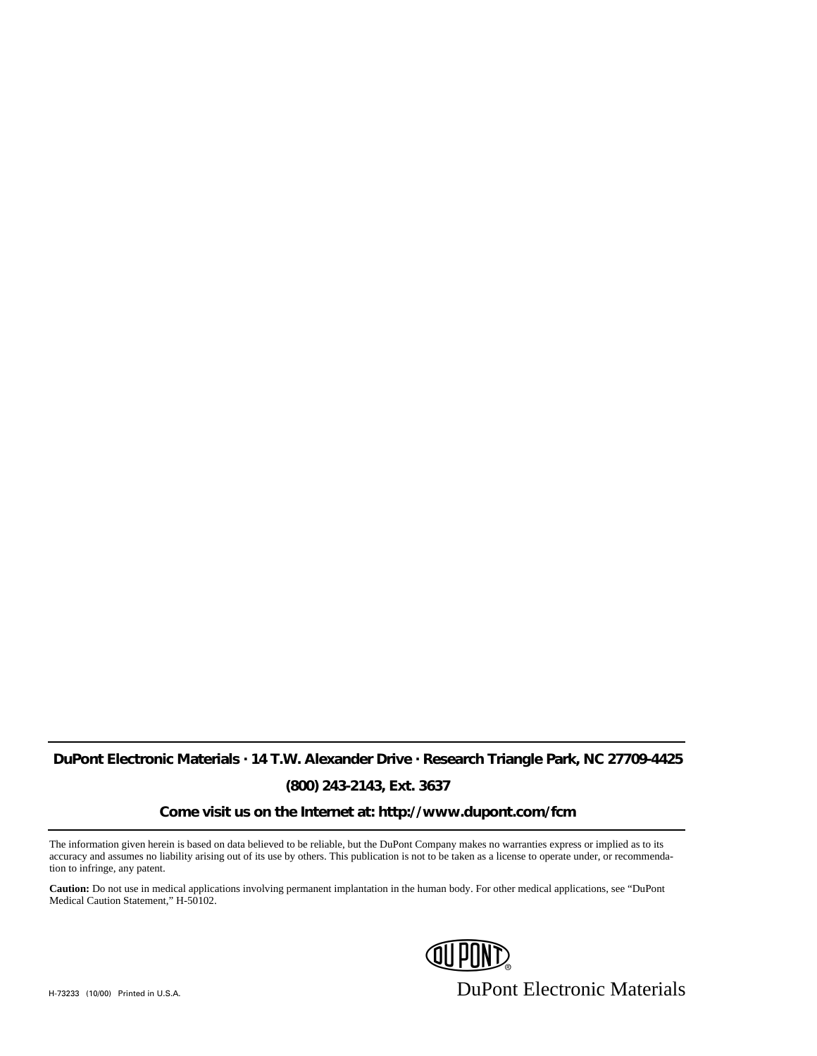**DuPont Electronic Materials · 14 T.W. Alexander Drive · Research Triangle Park, NC 27709-4425**

**(800) 243-2143, Ext. 3637**

**Come visit us on the Internet at: http://www.dupont.com/fcm**

The information given herein is based on data believed to be reliable, but the DuPont Company makes no warranties express or implied as to its accuracy and assumes no liability arising out of its use by others. This publication is not to be taken as a license to operate under, or recommendation to infringe, any patent.

**Caution:** Do not use in medical applications involving permanent implantation in the human body. For other medical applications, see "DuPont Medical Caution Statement," H-50102.

DUPONT®

DuPont Electronic Materials

H-73233 (10/00) Printed in U.S.A.